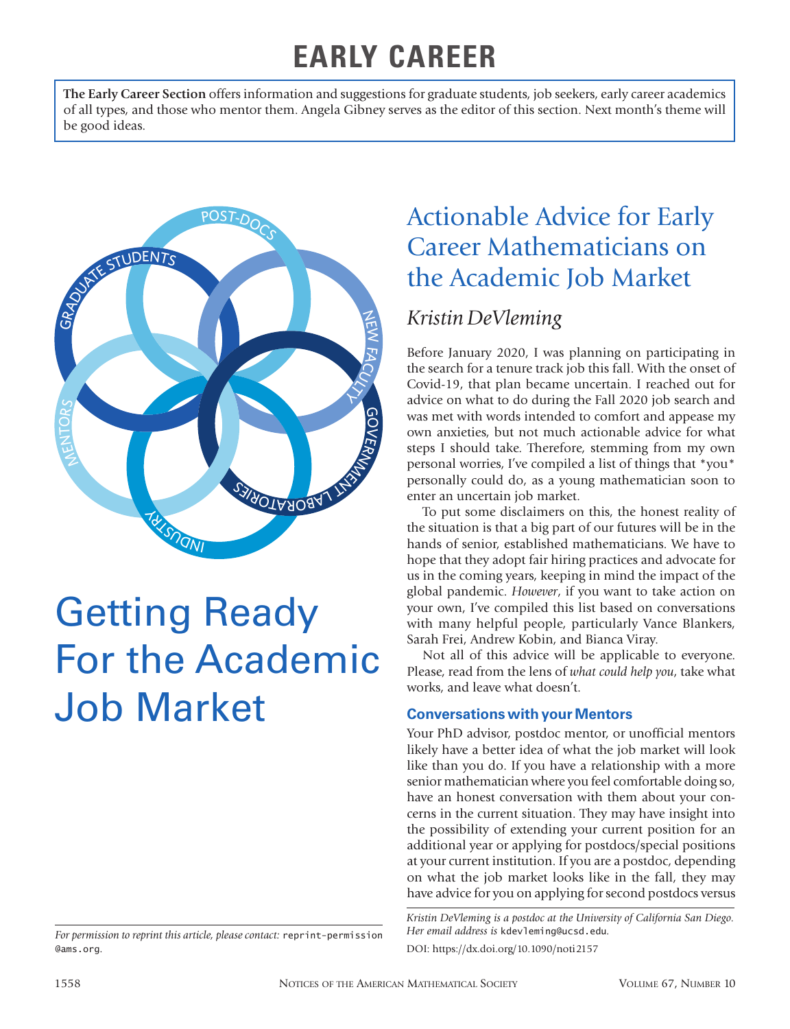# EARLY CAREER

**The Early Career Section** offers information and suggestions for graduate students, job seekers, early career academics of all types, and those who mentor them. Angela Gibney serves as the editor of this section. Next month's theme will be good ideas.

# Getting Ready For the Academic Job Market

## Actionable Advice for Early Career Mathematicians on the Academic Job Market

### *Kristin DeVleming*

Before January 2020, I was planning on participating in the search for a tenure track job this fall. With the onset of Covid-19, that plan became uncertain. I reached out for advice on what to do during the Fall 2020 job search and was met with words intended to comfort and appease my own anxieties, but not much actionable advice for what steps I should take. Therefore, stemming from my own personal worries, I've compiled a list of things that *you* personally could do, as a young mathematician soon to enter an uncertain job market.

To put some disclaimers on this, the honest reality of the situation is that a big part of our futures will be in the hands of senior, established mathematicians. We have to hope that they adopt fair hiring practices and advocate for us in the coming years, keeping in mind the impact of the global pandemic. *However*, if you want to take action on your own, I've compiled this list based on conversations with many helpful people, particularly Vance Blankers, Sarah Frei, Andrew Kobin, and Bianca Viray.

Not all of this advice will be applicable to everyone. Please, read from the lens of *what could help you*, take what works, and leave what doesn't.

#### Conversations with your Mentors

Your PhD advisor, postdoc mentor, or unofficial mentors likely have a better idea of what the job market will look like than you do. If you have a relationship with a more senior mathematician where you feel comfortable doing so, have an honest conversation with them about your concerns in the current situation. They may have insight into the possibility of extending your current position for an additional year or applying for postdocs/special positions at your current institution. If you are a postdoc, depending on what the job market looks like in the fall, they may have advice for you on applying for second postdocs versus

*Kristin DeVleming is a postdoc at the University of California San Diego. Her email address is* kdevleming@ucsd.edu.

DOI: https://dx.doi.org/10.1090/noti2157

*For permission to reprint this article, please contact:* reprint-permission@ams.org.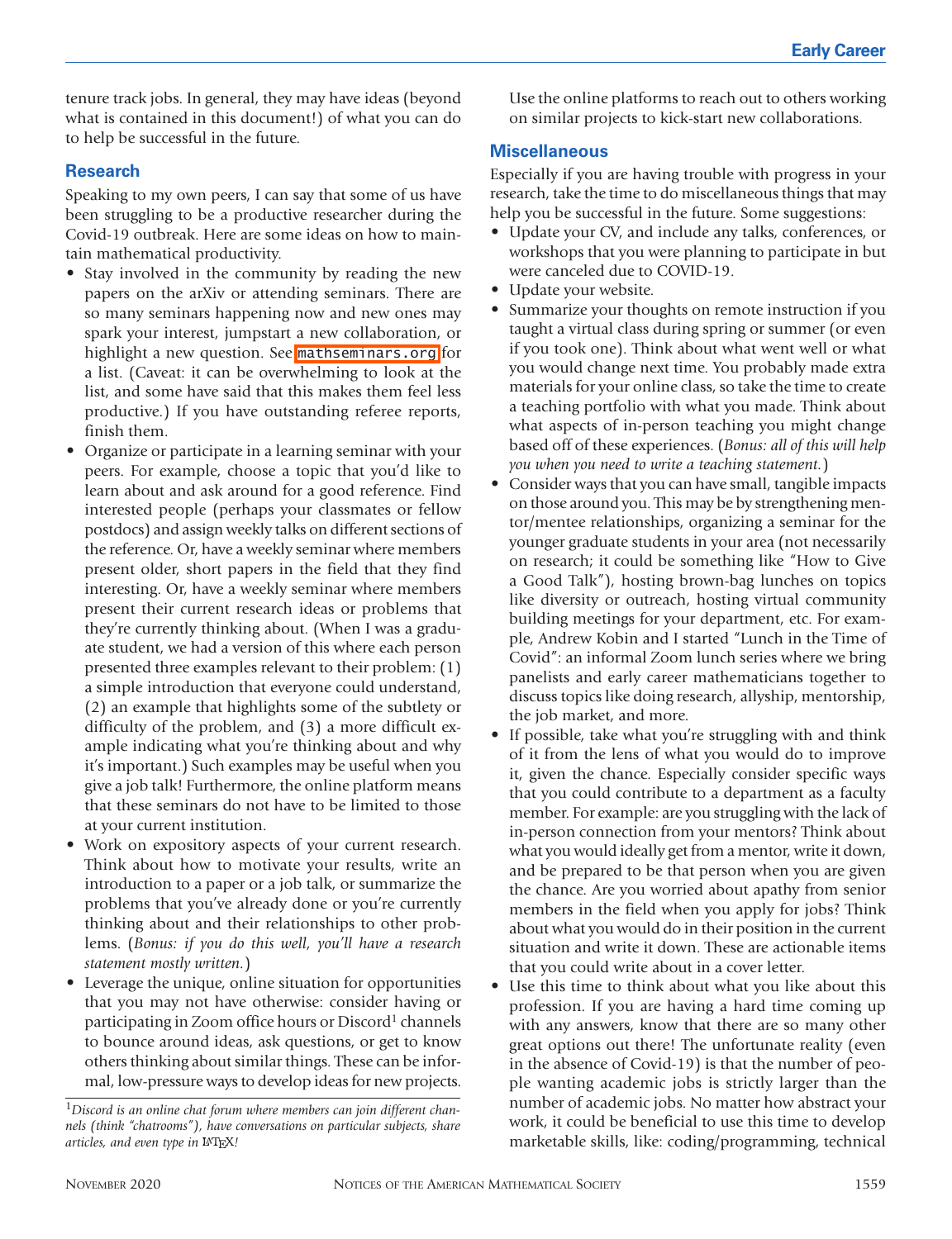tenure track jobs. In general, they may have ideas (beyond what is contained in this document!) of what you can do to help be successful in the future.

## Research

Speaking to my own peers, I can say that some of us have been struggling to be a productive researcher during the Covid-19 outbreak. Here are some ideas on how to maintain mathematical productivity.

- Stay involved in the community by reading the new papers on the arXiv or attending seminars. There are so many seminars happening now and new ones may spark your interest, jumpstart a new collaboration, or highlight a new question. See `mathseminars.org` for a list. (Caveat: it can be overwhelming to look at the list, and some have said that this makes them feel less productive.) If you have outstanding referee reports, finish them.
- Organize or participate in a learning seminar with your peers. For example, choose a topic that you'd like to learn about and ask around for a good reference. Find interested people (perhaps your classmates or fellow postdocs) and assign weekly talks on different sections of the reference. Or, have a weekly seminar where members present older, short papers in the field that they find interesting. Or, have a weekly seminar where members present their current research ideas or problems that they're currently thinking about. (When I was a graduate student, we had a version of this where each person presented three examples relevant to their problem: (1) a simple introduction that everyone could understand, (2) an example that highlights some of the subtlety or difficulty of the problem, and (3) a more difficult example indicating what you're thinking about and why it's important.) Such examples may be useful when you give a job talk! Furthermore, the online platform means that these seminars do not have to be limited to those at your current institution.
- Work on expository aspects of your current research. Think about how to motivate your results, write an introduction to a paper or a job talk, or summarize the problems that you've already done or you're currently thinking about and their relationships to other problems. (*Bonus: if you do this well, you'll have a research statement mostly written.*)
- Leverage the unique, online situation for opportunities that you may not have otherwise: consider having or participating in Zoom office hours or Discord[1] channels to bounce around ideas, ask questions, or get to know others thinking about similar things. These can be informal, low-pressure ways to develop ideas for new projects. Use the online platforms to reach out to others working on similar projects to kick-start new collaborations.

[1]*Discord is an online chat forum where members can join different channels (think "chatrooms"), have conversations on particular subjects, share articles, and even type in LaTeX!*

## Miscellaneous

Especially if you are having trouble with progress in your research, take the time to do miscellaneous things that may help you be successful in the future. Some suggestions:

- Update your CV, and include any talks, conferences, or workshops that you were planning to participate in but were canceled due to COVID-19.
- Update your website.
- Summarize your thoughts on remote instruction if you taught a virtual class during spring or summer (or even if you took one). Think about what went well or what you would change next time. You probably made extra materials for your online class, so take the time to create a teaching portfolio with what you made. Think about what aspects of in-person teaching you might change based off of these experiences. (*Bonus: all of this will help you when you need to write a teaching statement.*)
- Consider ways that you can have small, tangible impacts on those around you. This may be by strengthening mentor/mentee relationships, organizing a seminar for the younger graduate students in your area (not necessarily on research; it could be something like "How to Give a Good Talk"), hosting brown-bag lunches on topics like diversity or outreach, hosting virtual community building meetings for your department, etc. For example, Andrew Kobin and I started "Lunch in the Time of Covid": an informal Zoom lunch series where we bring panelists and early career mathematicians together to discuss topics like doing research, allyship, mentorship, the job market, and more.
- If possible, take what you're struggling with and think of it from the lens of what you would do to improve it, given the chance. Especially consider specific ways that you could contribute to a department as a faculty member. For example: are you struggling with the lack of in-person connection from your mentors? Think about what you would ideally get from a mentor, write it down, and be prepared to be that person when you are given the chance. Are you worried about apathy from senior members in the field when you apply for jobs? Think about what you would do in their position in the current situation and write it down. These are actionable items that you could write about in a cover letter.
- Use this time to think about what you like about this profession. If you are having a hard time coming up with any answers, know that there are so many other great options out there! The unfortunate reality (even in the absence of Covid-19) is that the number of people wanting academic jobs is strictly larger than the number of academic jobs. No matter how abstract your work, it could be beneficial to use this time to develop marketable skills, like: coding/programming, technical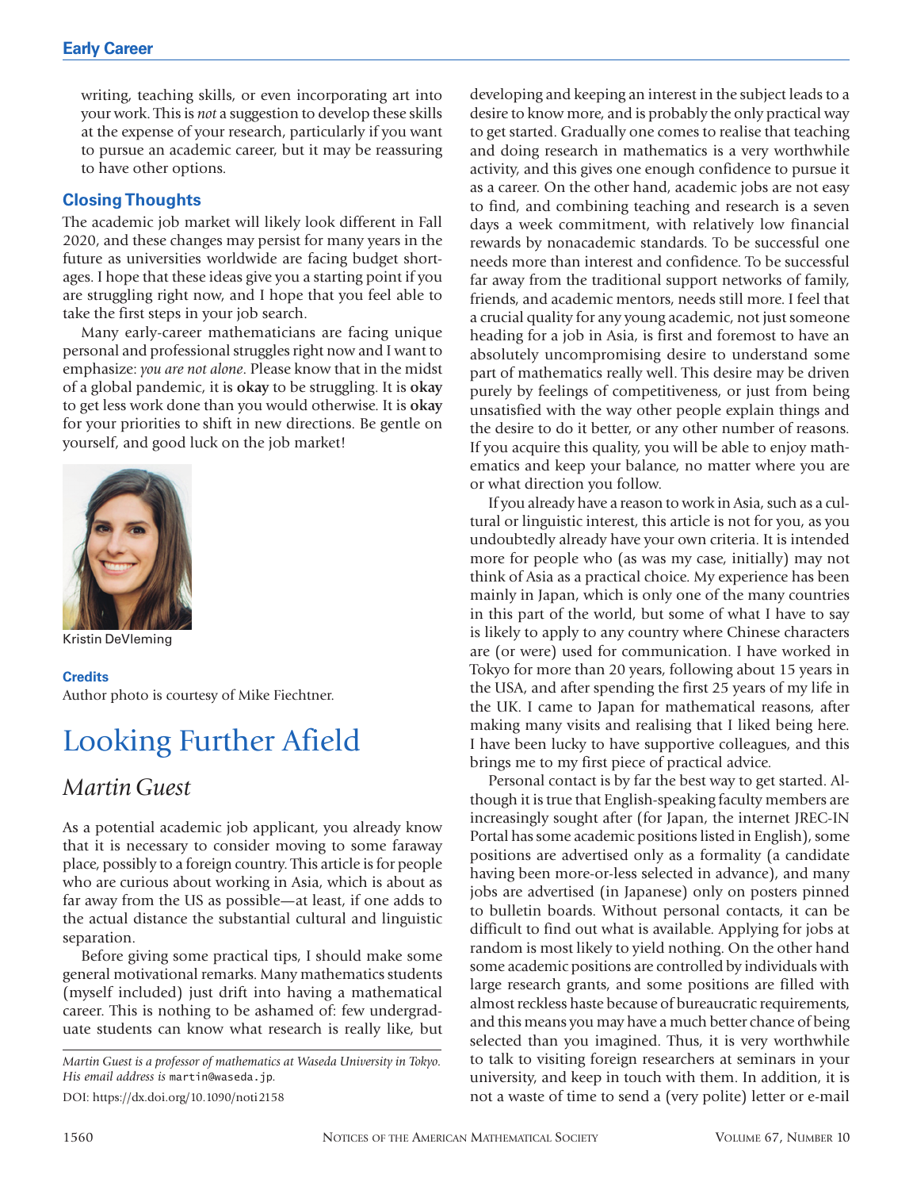writing, teaching skills, or even incorporating art into your work. This is *not* a suggestion to develop these skills at the expense of your research, particularly if you want to pursue an academic career, but it may be reassuring to have other options.

### Closing Thoughts

The academic job market will likely look different in Fall 2020, and these changes may persist for many years in the future as universities worldwide are facing budget shortages. I hope that these ideas give you a starting point if you are struggling right now, and I hope that you feel able to take the first steps in your job search.

Many early-career mathematicians are facing unique personal and professional struggles right now and I want to emphasize: *you are not alone*. Please know that in the midst of a global pandemic, it is **okay** to be struggling. It is **okay** to get less work done than you would otherwise. It is **okay** for your priorities to shift in new directions. Be gentle on yourself, and good luck on the job market!

Kristin DeVleming

### Credits

Author photo is courtesy of Mike Fiechtner.

# Looking Further Afield

## *Martin Guest*

As a potential academic job applicant, you already know that it is necessary to consider moving to some faraway place, possibly to a foreign country. This article is for people who are curious about working in Asia, which is about as far away from the US as possible—at least, if one adds to the actual distance the substantial cultural and linguistic separation.

Before giving some practical tips, I should make some general motivational remarks. Many mathematics students (myself included) just drift into having a mathematical career. This is nothing to be ashamed of: few undergraduate students can know what research is really like, but developing and keeping an interest in the subject leads to a desire to know more, and is probably the only practical way to get started. Gradually one comes to realise that teaching and doing research in mathematics is a very worthwhile activity, and this gives one enough confidence to pursue it as a career. On the other hand, academic jobs are not easy to find, and combining teaching and research is a seven days a week commitment, with relatively low financial rewards by nonacademic standards. To be successful one needs more than interest and confidence. To be successful far away from the traditional support networks of family, friends, and academic mentors, needs still more. I feel that a crucial quality for any young academic, not just someone heading for a job in Asia, is first and foremost to have an absolutely uncompromising desire to understand some part of mathematics really well. This desire may be driven purely by feelings of competitiveness, or just from being unsatisfied with the way other people explain things and the desire to do it better, or any other number of reasons. If you acquire this quality, you will be able to enjoy mathematics and keep your balance, no matter where you are or what direction you follow.

If you already have a reason to work in Asia, such as a cultural or linguistic interest, this article is not for you, as you undoubtedly already have your own criteria. It is intended more for people who (as was my case, initially) may not think of Asia as a practical choice. My experience has been mainly in Japan, which is only one of the many countries in this part of the world, but some of what I have to say is likely to apply to any country where Chinese characters are (or were) used for communication. I have worked in Tokyo for more than 20 years, following about 15 years in the USA, and after spending the first 25 years of my life in the UK. I came to Japan for mathematical reasons, after making many visits and realising that I liked being here. I have been lucky to have supportive colleagues, and this brings me to my first piece of practical advice.

Personal contact is by far the best way to get started. Although it is true that English-speaking faculty members are increasingly sought after (for Japan, the internet JREC-IN Portal has some academic positions listed in English), some positions are advertised only as a formality (a candidate having been more-or-less selected in advance), and many jobs are advertised (in Japanese) only on posters pinned to bulletin boards. Without personal contacts, it can be difficult to find out what is available. Applying for jobs at random is most likely to yield nothing. On the other hand some academic positions are controlled by individuals with large research grants, and some positions are filled with almost reckless haste because of bureaucratic requirements, and this means you may have a much better chance of being selected than you imagined. Thus, it is very worthwhile to talk to visiting foreign researchers at seminars in your university, and keep in touch with them. In addition, it is not a waste of time to send a (very polite) letter or e-mail

*Martin Guest is a professor of mathematics at Waseda University in Tokyo. His email address is* martin@waseda.jp.

DOI: https://dx.doi.org/10.1090/noti2158